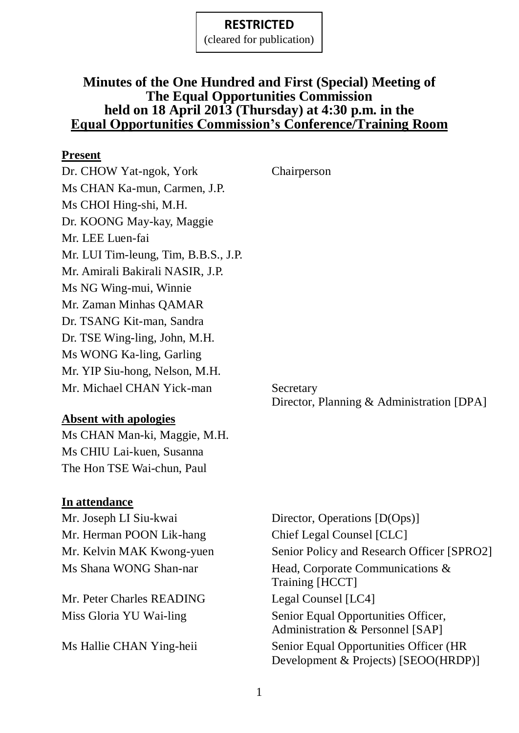**RESTRICTED**
(cleared for publication)

# Minutes of the One Hundred and First (Special) Meeting of The Equal Opportunities Commission held on 18 April 2013 (Thursday) at 4:30 p.m. in the Equal Opportunities Commission's Conference/Training Room

**Present**

| | |
|---|---|
| Dr. CHOW Yat-ngok, York | Chairperson |
| Ms CHAN Ka-mun, Carmen, J.P. | |
| Ms CHOI Hing-shi, M.H. | |
| Dr. KOONG May-kay, Maggie | |
| Mr. LEE Luen-fai | |
| Mr. LUI Tim-leung, Tim, B.B.S., J.P. | |
| Mr. Amirali Bakirali NASIR, J.P. | |
| Ms NG Wing-mui, Winnie | |
| Mr. Zaman Minhas QAMAR | |
| Dr. TSANG Kit-man, Sandra | |
| Dr. TSE Wing-ling, John, M.H. | |
| Ms WONG Ka-ling, Garling | |
| Mr. YIP Siu-hong, Nelson, M.H. | |
| Mr. Michael CHAN Yick-man | Secretary<br>Director, Planning & Administration [DPA] |

**Absent with apologies**

Ms CHAN Man-ki, Maggie, M.H.
Ms CHIU Lai-kuen, Susanna
The Hon TSE Wai-chun, Paul

**In attendance**

| | |
|---|---|
| Mr. Joseph LI Siu-kwai | Director, Operations [D(Ops)] |
| Mr. Herman POON Lik-hang | Chief Legal Counsel [CLC] |
| Mr. Kelvin MAK Kwong-yuen | Senior Policy and Research Officer [SPRO2] |
| Ms Shana WONG Shan-nar | Head, Corporate Communications & Training [HCCT] |
| Mr. Peter Charles READING | Legal Counsel [LC4] |
| Miss Gloria YU Wai-ling | Senior Equal Opportunities Officer, Administration & Personnel [SAP] |
| Ms Hallie CHAN Ying-heii | Senior Equal Opportunities Officer (HR Development & Projects) [SEOO(HRDP)] |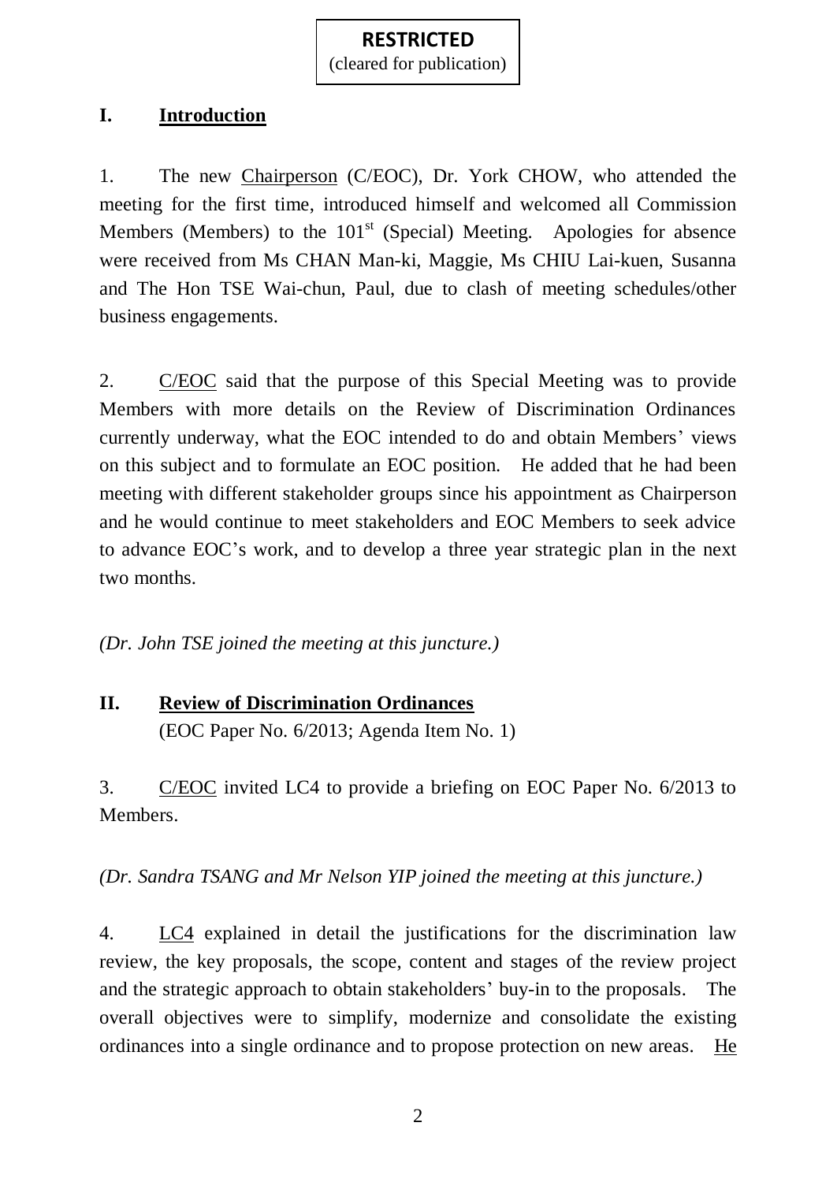**RESTRICTED**
(cleared for publication)

## I. Introduction

1. The new Chairperson (C/EOC), Dr. York CHOW, who attended the meeting for the first time, introduced himself and welcomed all Commission Members (Members) to the 101st (Special) Meeting. Apologies for absence were received from Ms CHAN Man-ki, Maggie, Ms CHIU Lai-kuen, Susanna and The Hon TSE Wai-chun, Paul, due to clash of meeting schedules/other business engagements.

2. C/EOC said that the purpose of this Special Meeting was to provide Members with more details on the Review of Discrimination Ordinances currently underway, what the EOC intended to do and obtain Members' views on this subject and to formulate an EOC position. He added that he had been meeting with different stakeholder groups since his appointment as Chairperson and he would continue to meet stakeholders and EOC Members to seek advice to advance EOC's work, and to develop a three year strategic plan in the next two months.

*(Dr. John TSE joined the meeting at this juncture.)*

## II. Review of Discrimination Ordinances

(EOC Paper No. 6/2013; Agenda Item No. 1)

3. C/EOC invited LC4 to provide a briefing on EOC Paper No. 6/2013 to Members.

*(Dr. Sandra TSANG and Mr Nelson YIP joined the meeting at this juncture.)*

4. LC4 explained in detail the justifications for the discrimination law review, the key proposals, the scope, content and stages of the review project and the strategic approach to obtain stakeholders' buy-in to the proposals. The overall objectives were to simplify, modernize and consolidate the existing ordinances into a single ordinance and to propose protection on new areas. He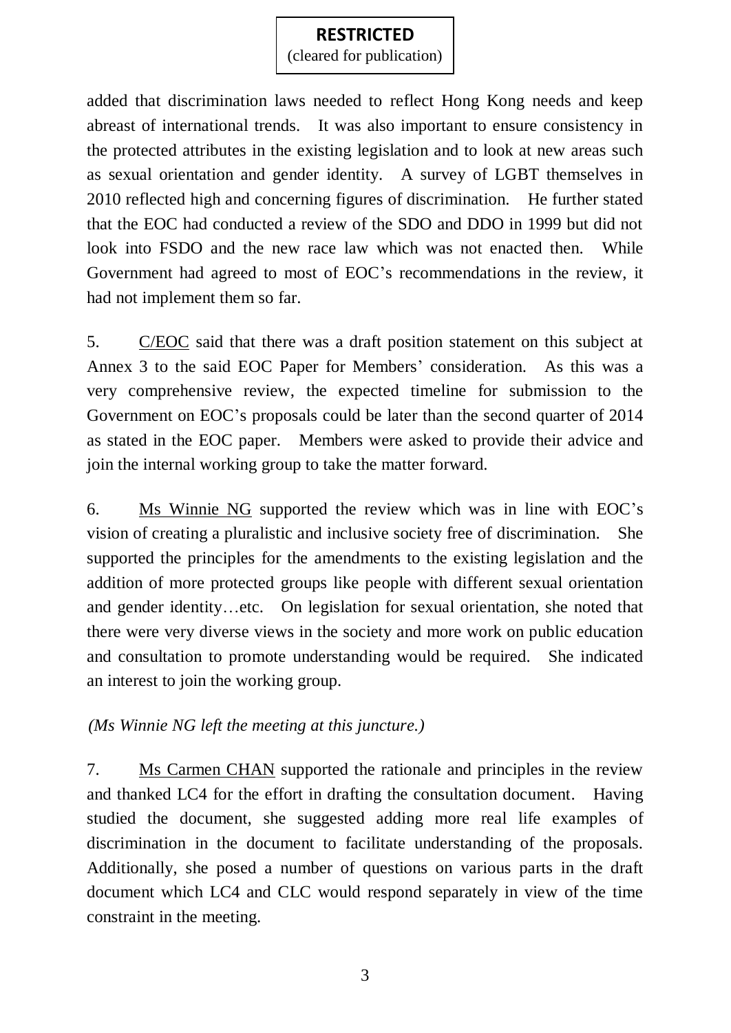added that discrimination laws needed to reflect Hong Kong needs and keep abreast of international trends. It was also important to ensure consistency in the protected attributes in the existing legislation and to look at new areas such as sexual orientation and gender identity. A survey of LGBT themselves in 2010 reflected high and concerning figures of discrimination. He further stated that the EOC had conducted a review of the SDO and DDO in 1999 but did not look into FSDO and the new race law which was not enacted then. While Government had agreed to most of EOC's recommendations in the review, it had not implement them so far.

5. C/EOC said that there was a draft position statement on this subject at Annex 3 to the said EOC Paper for Members' consideration. As this was a very comprehensive review, the expected timeline for submission to the Government on EOC's proposals could be later than the second quarter of 2014 as stated in the EOC paper. Members were asked to provide their advice and join the internal working group to take the matter forward.

6. Ms Winnie NG supported the review which was in line with EOC's vision of creating a pluralistic and inclusive society free of discrimination. She supported the principles for the amendments to the existing legislation and the addition of more protected groups like people with different sexual orientation and gender identity…etc. On legislation for sexual orientation, she noted that there were very diverse views in the society and more work on public education and consultation to promote understanding would be required. She indicated an interest to join the working group.

*(Ms Winnie NG left the meeting at this juncture.)*

7. Ms Carmen CHAN supported the rationale and principles in the review and thanked LC4 for the effort in drafting the consultation document. Having studied the document, she suggested adding more real life examples of discrimination in the document to facilitate understanding of the proposals. Additionally, she posed a number of questions on various parts in the draft document which LC4 and CLC would respond separately in view of the time constraint in the meeting.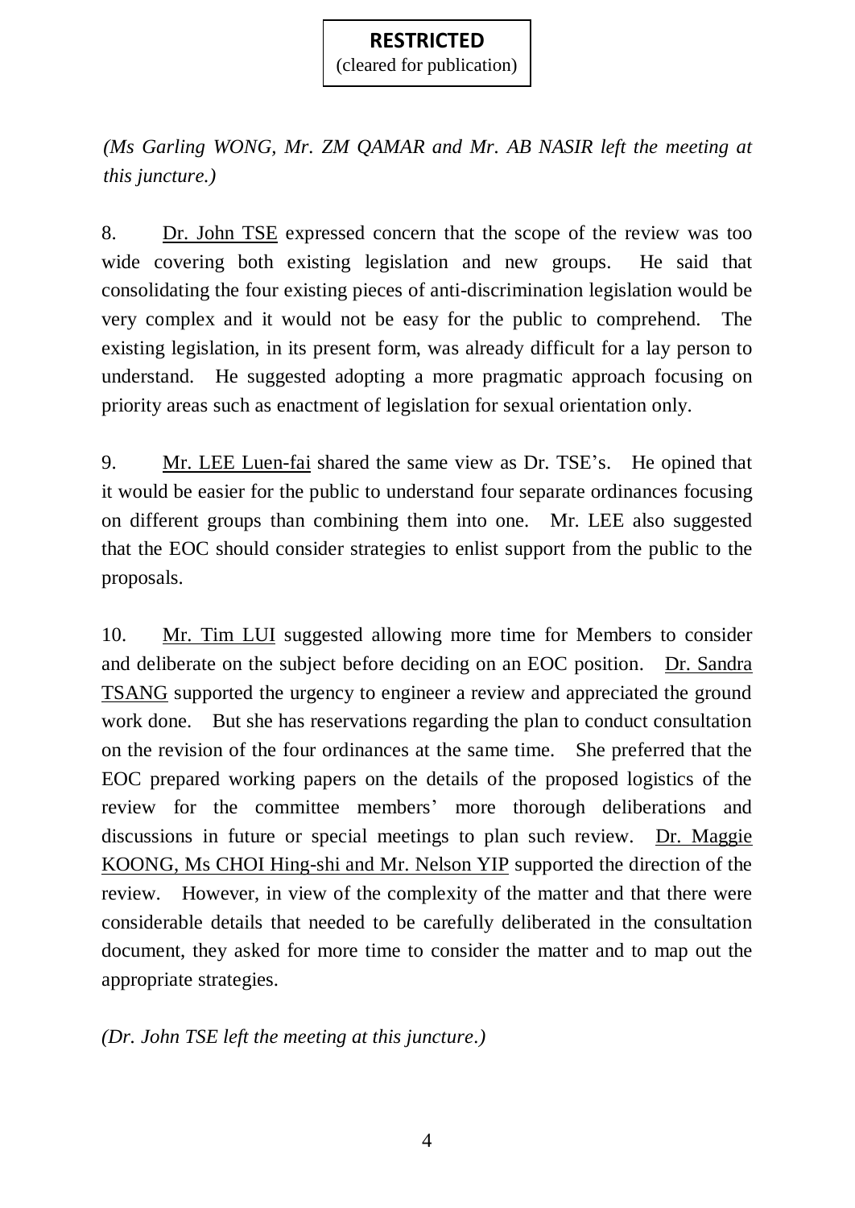**RESTRICTED**
(cleared for publication)

*(Ms Garling WONG, Mr. ZM QAMAR and Mr. AB NASIR left the meeting at this juncture.)*

8. Dr. John TSE expressed concern that the scope of the review was too wide covering both existing legislation and new groups. He said that consolidating the four existing pieces of anti-discrimination legislation would be very complex and it would not be easy for the public to comprehend. The existing legislation, in its present form, was already difficult for a lay person to understand. He suggested adopting a more pragmatic approach focusing on priority areas such as enactment of legislation for sexual orientation only.

9. Mr. LEE Luen-fai shared the same view as Dr. TSE's. He opined that it would be easier for the public to understand four separate ordinances focusing on different groups than combining them into one. Mr. LEE also suggested that the EOC should consider strategies to enlist support from the public to the proposals.

10. Mr. Tim LUI suggested allowing more time for Members to consider and deliberate on the subject before deciding on an EOC position. Dr. Sandra TSANG supported the urgency to engineer a review and appreciated the ground work done. But she has reservations regarding the plan to conduct consultation on the revision of the four ordinances at the same time. She preferred that the EOC prepared working papers on the details of the proposed logistics of the review for the committee members' more thorough deliberations and discussions in future or special meetings to plan such review. Dr. Maggie KOONG, Ms CHOI Hing-shi and Mr. Nelson YIP supported the direction of the review. However, in view of the complexity of the matter and that there were considerable details that needed to be carefully deliberated in the consultation document, they asked for more time to consider the matter and to map out the appropriate strategies.

*(Dr. John TSE left the meeting at this juncture.)*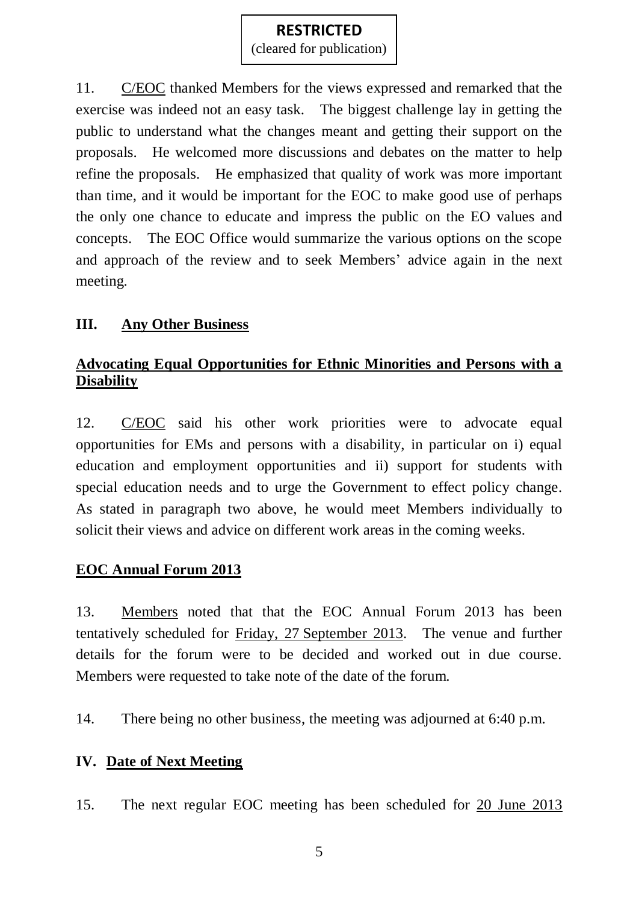**RESTRICTED**
(cleared for publication)

11. C/EOC thanked Members for the views expressed and remarked that the exercise was indeed not an easy task. The biggest challenge lay in getting the public to understand what the changes meant and getting their support on the proposals. He welcomed more discussions and debates on the matter to help refine the proposals. He emphasized that quality of work was more important than time, and it would be important for the EOC to make good use of perhaps the only one chance to educate and impress the public on the EO values and concepts. The EOC Office would summarize the various options on the scope and approach of the review and to seek Members' advice again in the next meeting.

## III. Any Other Business

### Advocating Equal Opportunities for Ethnic Minorities and Persons with a Disability

12. C/EOC said his other work priorities were to advocate equal opportunities for EMs and persons with a disability, in particular on i) equal education and employment opportunities and ii) support for students with special education needs and to urge the Government to effect policy change. As stated in paragraph two above, he would meet Members individually to solicit their views and advice on different work areas in the coming weeks.

### EOC Annual Forum 2013

13. Members noted that that the EOC Annual Forum 2013 has been tentatively scheduled for Friday, 27 September 2013. The venue and further details for the forum were to be decided and worked out in due course. Members were requested to take note of the date of the forum.

14. There being no other business, the meeting was adjourned at 6:40 p.m.

## IV. Date of Next Meeting

15. The next regular EOC meeting has been scheduled for 20 June 2013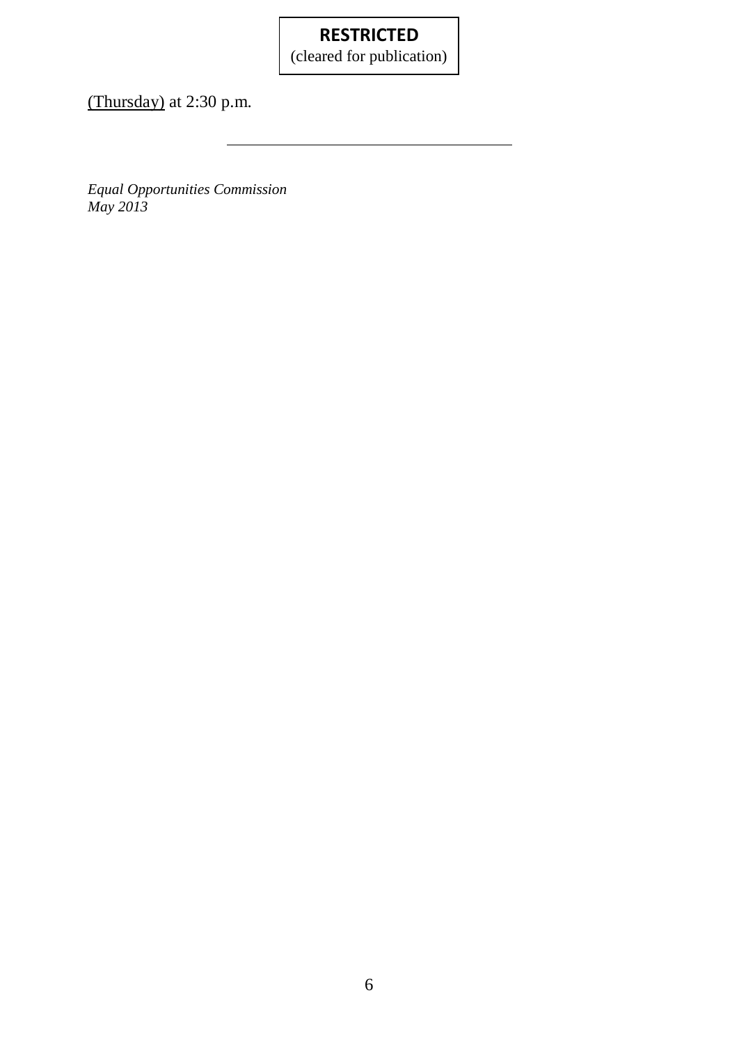**RESTRICTED**
(cleared for publication)

(Thursday) at 2:30 p.m.

---

*Equal Opportunities Commission*
*May 2013*